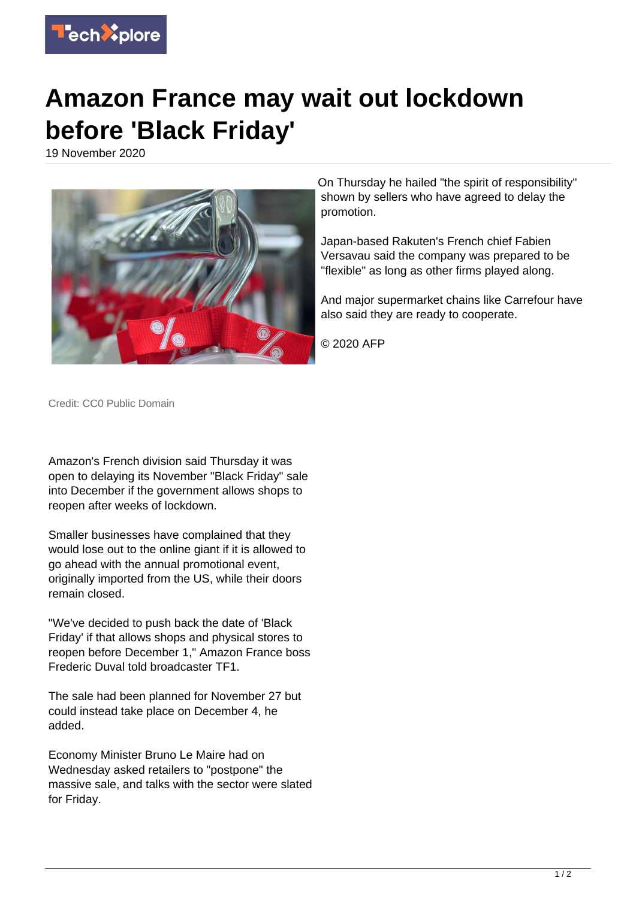# Amazon France may wait out lockdown before 'Black Friday'

19 November 2020

Credit: CC0 Public Domain

Amazon's French division said Thursday it was open to delaying its November "Black Friday" sale into December if the government allows shops to reopen after weeks of lockdown.

Smaller businesses have complained that they would lose out to the online giant if it is allowed to go ahead with the annual promotional event, originally imported from the US, while their doors remain closed.

"We've decided to push back the date of 'Black Friday' if that allows shops and physical stores to reopen before December 1," Amazon France boss Frederic Duval told broadcaster TF1.

The sale had been planned for November 27 but could instead take place on December 4, he added.

Economy Minister Bruno Le Maire had on Wednesday asked retailers to "postpone" the massive sale, and talks with the sector were slated for Friday.

On Thursday he hailed "the spirit of responsibility" shown by sellers who have agreed to delay the promotion.

Japan-based Rakuten's French chief Fabien Versavau said the company was prepared to be "flexible" as long as other firms played along.

And major supermarket chains like Carrefour have also said they are ready to cooperate.

© 2020 AFP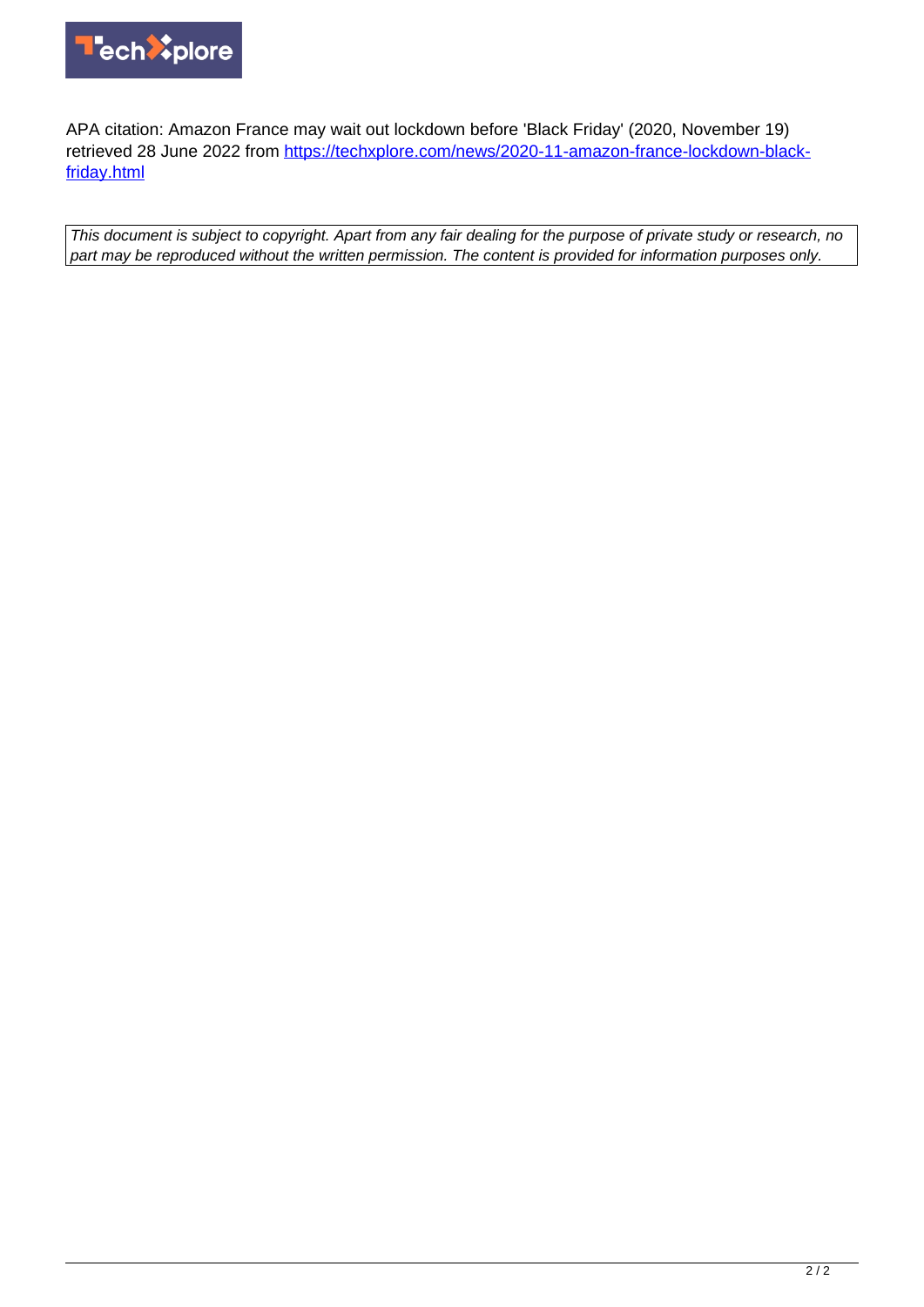APA citation: Amazon France may wait out lockdown before 'Black Friday' (2020, November 19) retrieved 28 June 2022 from https://techxplore.com/news/2020-11-amazon-france-lockdown-black-friday.html

*This document is subject to copyright. Apart from any fair dealing for the purpose of private study or research, no part may be reproduced without the written permission. The content is provided for information purposes only.*